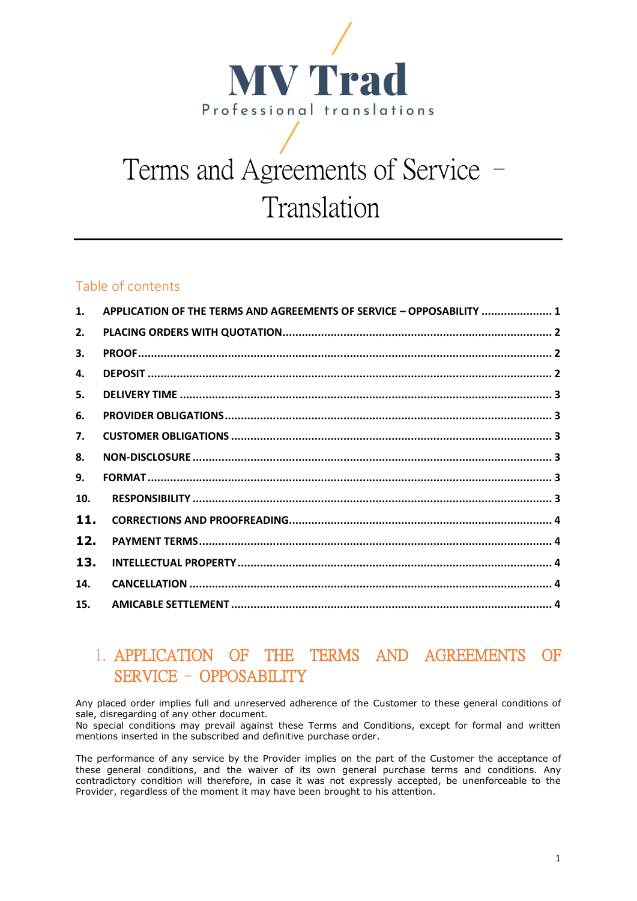MV Trad

Professional translations

# Terms and Agreements of Service – Translation

## Table of contents

1. APPLICATION OF THE TERMS AND AGREEMENTS OF SERVICE – OPPOSABILITY ...................... 1
2. PLACING ORDERS WITH QUOTATION ........................................................................ 2
3. PROOF ............................................................................................................ 2
4. DEPOSIT .......................................................................................................... 2
5. DELIVERY TIME ................................................................................................ 3
6. PROVIDER OBLIGATIONS .................................................................................... 3
7. CUSTOMER OBLIGATIONS ................................................................................... 3
8. NON-DISCLOSURE ............................................................................................. 3
9. FORMAT .......................................................................................................... 3
10. RESPONSIBILITY ............................................................................................. 3
11. CORRECTIONS AND PROOFREADING .................................................................. 4
12. PAYMENT TERMS ............................................................................................. 4
13. INTELLECTUAL PROPERTY ................................................................................ 4
14. CANCELLATION ............................................................................................... 4
15. AMICABLE SETTLEMENT .................................................................................... 4

## 1. APPLICATION OF THE TERMS AND AGREEMENTS OF SERVICE – OPPOSABILITY

Any placed order implies full and unreserved adherence of the Customer to these general conditions of sale, disregarding of any other document.
No special conditions may prevail against these Terms and Conditions, except for formal and written mentions inserted in the subscribed and definitive purchase order.

The performance of any service by the Provider implies on the part of the Customer the acceptance of these general conditions, and the waiver of its own general purchase terms and conditions. Any contradictory condition will therefore, in case it was not expressly accepted, be unenforceable to the Provider, regardless of the moment it may have been brought to his attention.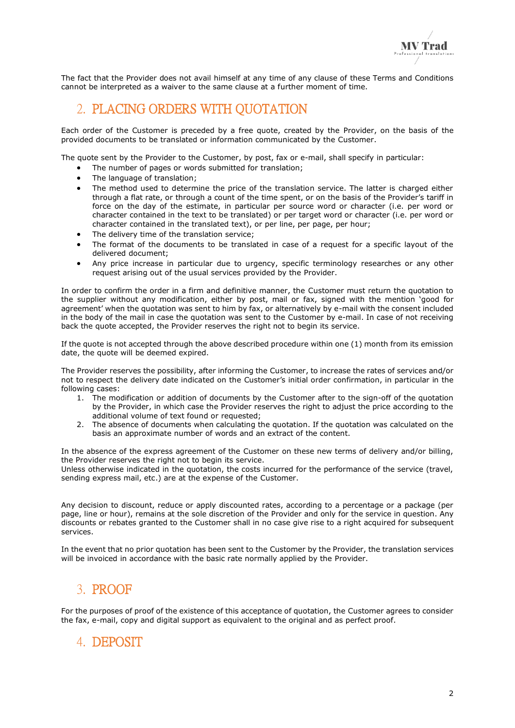The fact that the Provider does not avail himself at any time of any clause of these Terms and Conditions cannot be interpreted as a waiver to the same clause at a further moment of time.

## 2. PLACING ORDERS WITH QUOTATION

Each order of the Customer is preceded by a free quote, created by the Provider, on the basis of the provided documents to be translated or information communicated by the Customer.

The quote sent by the Provider to the Customer, by post, fax or e-mail, shall specify in particular:

- The number of pages or words submitted for translation;
- The language of translation;
- The method used to determine the price of the translation service. The latter is charged either through a flat rate, or through a count of the time spent, or on the basis of the Provider's tariff in force on the day of the estimate, in particular per source word or character (i.e. per word or character contained in the text to be translated) or per target word or character (i.e. per word or character contained in the translated text), or per line, per page, per hour;
- The delivery time of the translation service;
- The format of the documents to be translated in case of a request for a specific layout of the delivered document;
- Any price increase in particular due to urgency, specific terminology researches or any other request arising out of the usual services provided by the Provider.

In order to confirm the order in a firm and definitive manner, the Customer must return the quotation to the supplier without any modification, either by post, mail or fax, signed with the mention 'good for agreement' when the quotation was sent to him by fax, or alternatively by e-mail with the consent included in the body of the mail in case the quotation was sent to the Customer by e-mail. In case of not receiving back the quote accepted, the Provider reserves the right not to begin its service.

If the quote is not accepted through the above described procedure within one (1) month from its emission date, the quote will be deemed expired.

The Provider reserves the possibility, after informing the Customer, to increase the rates of services and/or not to respect the delivery date indicated on the Customer's initial order confirmation, in particular in the following cases:

1. The modification or addition of documents by the Customer after to the sign-off of the quotation by the Provider, in which case the Provider reserves the right to adjust the price according to the additional volume of text found or requested;
2. The absence of documents when calculating the quotation. If the quotation was calculated on the basis an approximate number of words and an extract of the content.

In the absence of the express agreement of the Customer on these new terms of delivery and/or billing, the Provider reserves the right not to begin its service.
Unless otherwise indicated in the quotation, the costs incurred for the performance of the service (travel, sending express mail, etc.) are at the expense of the Customer.

Any decision to discount, reduce or apply discounted rates, according to a percentage or a package (per page, line or hour), remains at the sole discretion of the Provider and only for the service in question. Any discounts or rebates granted to the Customer shall in no case give rise to a right acquired for subsequent services.

In the event that no prior quotation has been sent to the Customer by the Provider, the translation services will be invoiced in accordance with the basic rate normally applied by the Provider.

## 3. PROOF

For the purposes of proof of the existence of this acceptance of quotation, the Customer agrees to consider the fax, e-mail, copy and digital support as equivalent to the original and as perfect proof.

## 4. DEPOSIT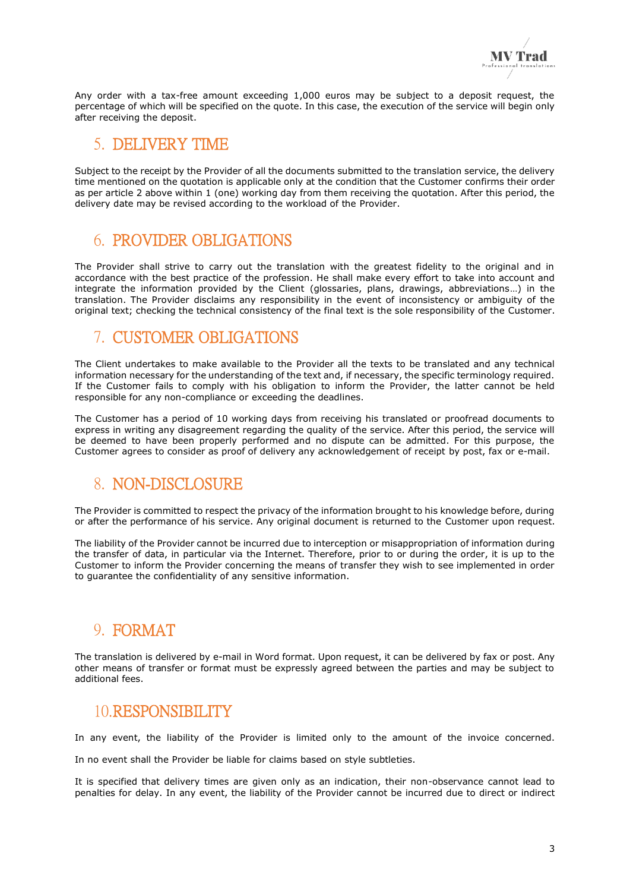Any order with a tax-free amount exceeding 1,000 euros may be subject to a deposit request, the percentage of which will be specified on the quote. In this case, the execution of the service will begin only after receiving the deposit.

## 5. DELIVERY TIME

Subject to the receipt by the Provider of all the documents submitted to the translation service, the delivery time mentioned on the quotation is applicable only at the condition that the Customer confirms their order as per article 2 above within 1 (one) working day from them receiving the quotation. After this period, the delivery date may be revised according to the workload of the Provider.

## 6. PROVIDER OBLIGATIONS

The Provider shall strive to carry out the translation with the greatest fidelity to the original and in accordance with the best practice of the profession. He shall make every effort to take into account and integrate the information provided by the Client (glossaries, plans, drawings, abbreviations…) in the translation. The Provider disclaims any responsibility in the event of inconsistency or ambiguity of the original text; checking the technical consistency of the final text is the sole responsibility of the Customer.

## 7. CUSTOMER OBLIGATIONS

The Client undertakes to make available to the Provider all the texts to be translated and any technical information necessary for the understanding of the text and, if necessary, the specific terminology required. If the Customer fails to comply with his obligation to inform the Provider, the latter cannot be held responsible for any non-compliance or exceeding the deadlines.

The Customer has a period of 10 working days from receiving his translated or proofread documents to express in writing any disagreement regarding the quality of the service. After this period, the service will be deemed to have been properly performed and no dispute can be admitted. For this purpose, the Customer agrees to consider as proof of delivery any acknowledgement of receipt by post, fax or e-mail.

## 8. NON-DISCLOSURE

The Provider is committed to respect the privacy of the information brought to his knowledge before, during or after the performance of his service. Any original document is returned to the Customer upon request.

The liability of the Provider cannot be incurred due to interception or misappropriation of information during the transfer of data, in particular via the Internet. Therefore, prior to or during the order, it is up to the Customer to inform the Provider concerning the means of transfer they wish to see implemented in order to guarantee the confidentiality of any sensitive information.

## 9. FORMAT

The translation is delivered by e-mail in Word format. Upon request, it can be delivered by fax or post. Any other means of transfer or format must be expressly agreed between the parties and may be subject to additional fees.

## 10. RESPONSIBILITY

In any event, the liability of the Provider is limited only to the amount of the invoice concerned.

In no event shall the Provider be liable for claims based on style subtleties.

It is specified that delivery times are given only as an indication, their non-observance cannot lead to penalties for delay. In any event, the liability of the Provider cannot be incurred due to direct or indirect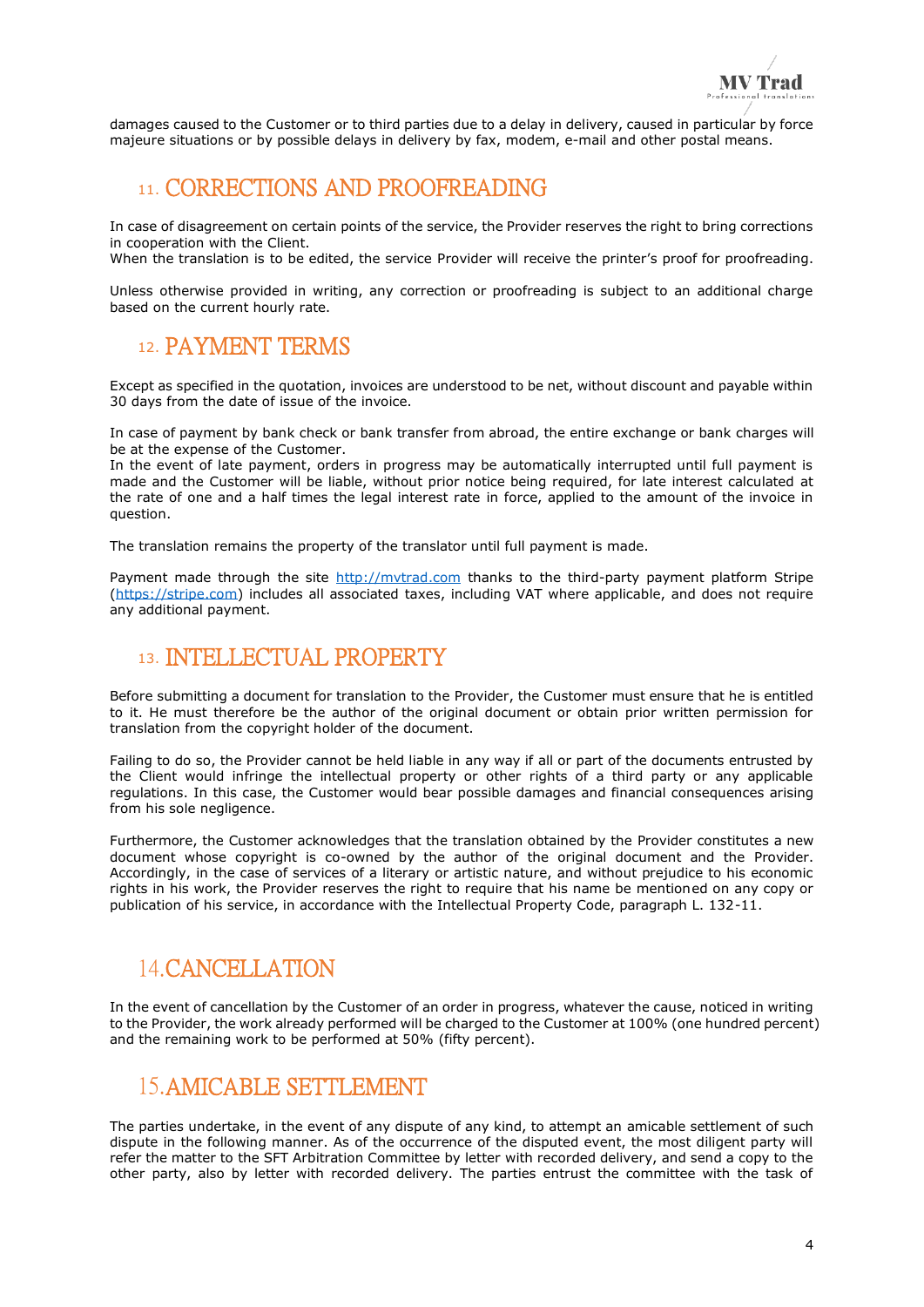damages caused to the Customer or to third parties due to a delay in delivery, caused in particular by force majeure situations or by possible delays in delivery by fax, modem, e-mail and other postal means.

## 11. CORRECTIONS AND PROOFREADING

In case of disagreement on certain points of the service, the Provider reserves the right to bring corrections in cooperation with the Client.
When the translation is to be edited, the service Provider will receive the printer's proof for proofreading.

Unless otherwise provided in writing, any correction or proofreading is subject to an additional charge based on the current hourly rate.

## 12. PAYMENT TERMS

Except as specified in the quotation, invoices are understood to be net, without discount and payable within 30 days from the date of issue of the invoice.

In case of payment by bank check or bank transfer from abroad, the entire exchange or bank charges will be at the expense of the Customer.
In the event of late payment, orders in progress may be automatically interrupted until full payment is made and the Customer will be liable, without prior notice being required, for late interest calculated at the rate of one and a half times the legal interest rate in force, applied to the amount of the invoice in question.

The translation remains the property of the translator until full payment is made.

Payment made through the site [http://mvtrad.com](http://mvtrad.com) thanks to the third-party payment platform Stripe ([https://stripe.com](https://stripe.com)) includes all associated taxes, including VAT where applicable, and does not require any additional payment.

## 13. INTELLECTUAL PROPERTY

Before submitting a document for translation to the Provider, the Customer must ensure that he is entitled to it. He must therefore be the author of the original document or obtain prior written permission for translation from the copyright holder of the document.

Failing to do so, the Provider cannot be held liable in any way if all or part of the documents entrusted by the Client would infringe the intellectual property or other rights of a third party or any applicable regulations. In this case, the Customer would bear possible damages and financial consequences arising from his sole negligence.

Furthermore, the Customer acknowledges that the translation obtained by the Provider constitutes a new document whose copyright is co-owned by the author of the original document and the Provider. Accordingly, in the case of services of a literary or artistic nature, and without prejudice to his economic rights in his work, the Provider reserves the right to require that his name be mentioned on any copy or publication of his service, in accordance with the Intellectual Property Code, paragraph L. 132-11.

## 14. CANCELLATION

In the event of cancellation by the Customer of an order in progress, whatever the cause, noticed in writing to the Provider, the work already performed will be charged to the Customer at 100% (one hundred percent) and the remaining work to be performed at 50% (fifty percent).

## 15. AMICABLE SETTLEMENT

The parties undertake, in the event of any dispute of any kind, to attempt an amicable settlement of such dispute in the following manner. As of the occurrence of the disputed event, the most diligent party will refer the matter to the SFT Arbitration Committee by letter with recorded delivery, and send a copy to the other party, also by letter with recorded delivery. The parties entrust the committee with the task of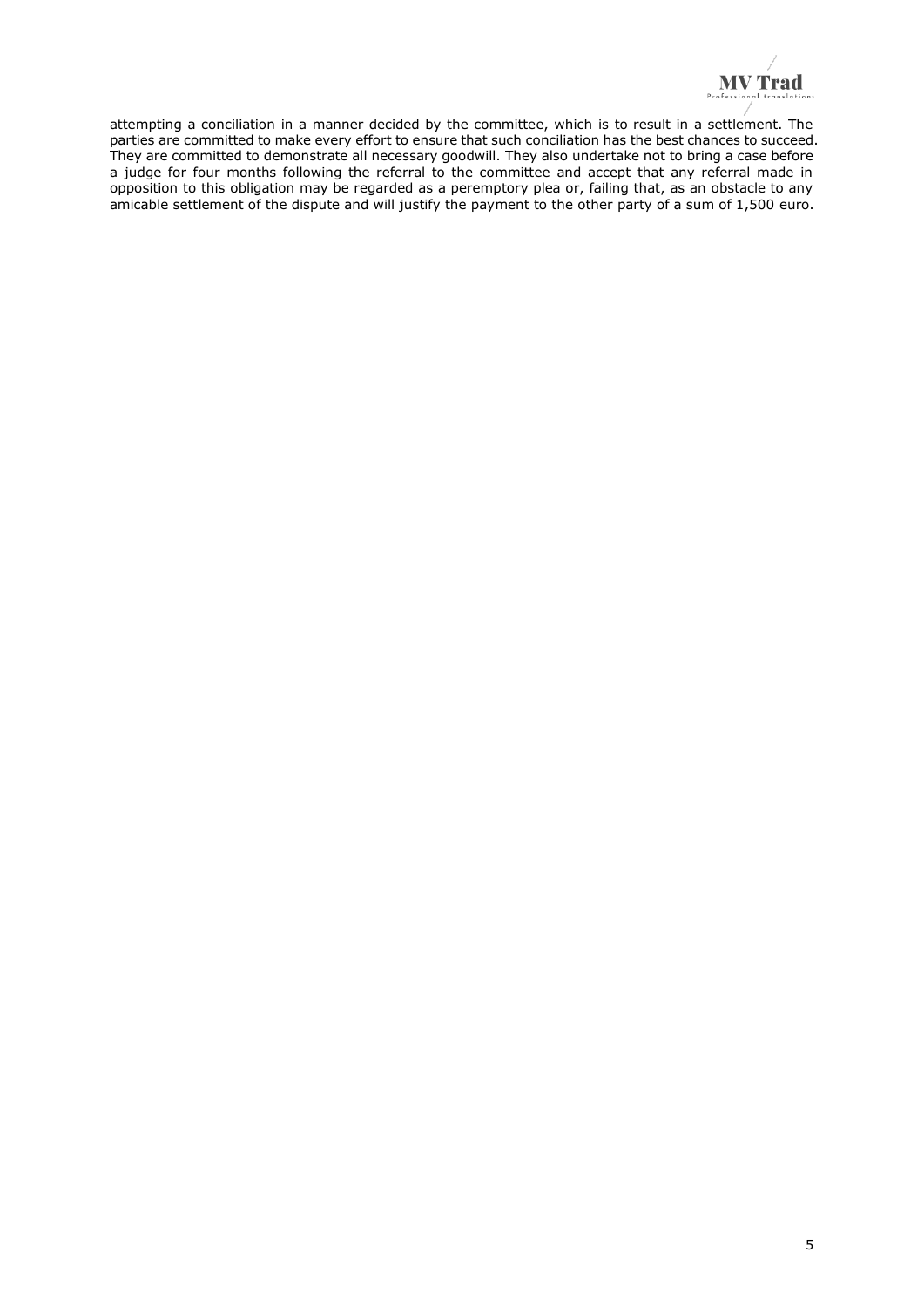attempting a conciliation in a manner decided by the committee, which is to result in a settlement. The parties are committed to make every effort to ensure that such conciliation has the best chances to succeed. They are committed to demonstrate all necessary goodwill. They also undertake not to bring a case before a judge for four months following the referral to the committee and accept that any referral made in opposition to this obligation may be regarded as a peremptory plea or, failing that, as an obstacle to any amicable settlement of the dispute and will justify the payment to the other party of a sum of 1,500 euro.